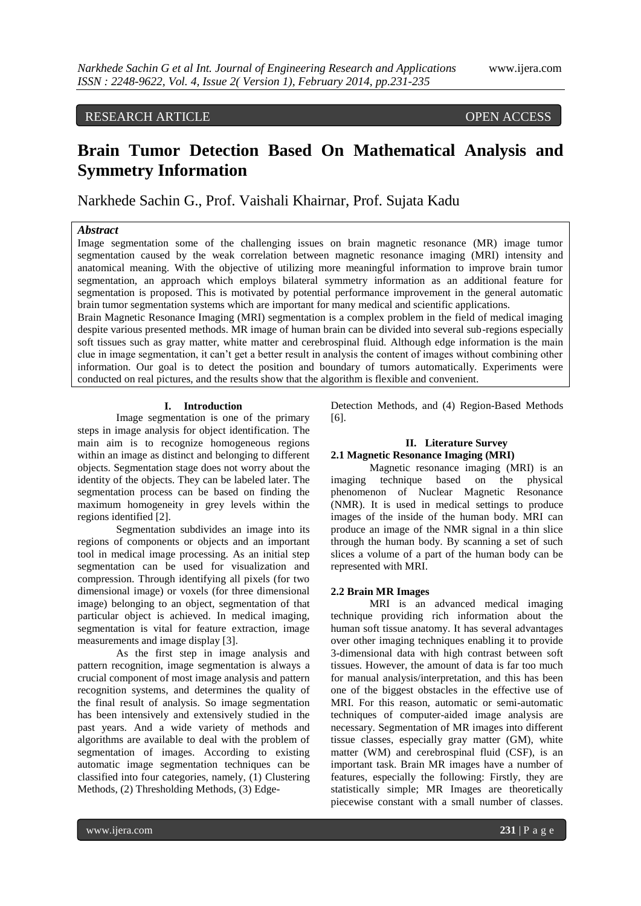RESEARCH ARTICLE OPEN ACCESS

# Brain Tumor Detection Based On Mathematical Analysis and Symmetry Information

Narkhede Sachin G., Prof. Vaishali Khairnar, Prof. Sujata Kadu

***Abstract***

Image segmentation some of the challenging issues on brain magnetic resonance (MR) image tumor segmentation caused by the weak correlation between magnetic resonance imaging (MRI) intensity and anatomical meaning. With the objective of utilizing more meaningful information to improve brain tumor segmentation, an approach which employs bilateral symmetry information as an additional feature for segmentation is proposed. This is motivated by potential performance improvement in the general automatic brain tumor segmentation systems which are important for many medical and scientific applications.

Brain Magnetic Resonance Imaging (MRI) segmentation is a complex problem in the field of medical imaging despite various presented methods. MR image of human brain can be divided into several sub-regions especially soft tissues such as gray matter, white matter and cerebrospinal fluid. Although edge information is the main clue in image segmentation, it can't get a better result in analysis the content of images without combining other information. Our goal is to detect the position and boundary of tumors automatically. Experiments were conducted on real pictures, and the results show that the algorithm is flexible and convenient.

## I. Introduction

Image segmentation is one of the primary steps in image analysis for object identification. The main aim is to recognize homogeneous regions within an image as distinct and belonging to different objects. Segmentation stage does not worry about the identity of the objects. They can be labeled later. The segmentation process can be based on finding the maximum homogeneity in grey levels within the regions identified [2].

Segmentation subdivides an image into its regions of components or objects and an important tool in medical image processing. As an initial step segmentation can be used for visualization and compression. Through identifying all pixels (for two dimensional image) or voxels (for three dimensional image) belonging to an object, segmentation of that particular object is achieved. In medical imaging, segmentation is vital for feature extraction, image measurements and image display [3].

As the first step in image analysis and pattern recognition, image segmentation is always a crucial component of most image analysis and pattern recognition systems, and determines the quality of the final result of analysis. So image segmentation has been intensively and extensively studied in the past years. And a wide variety of methods and algorithms are available to deal with the problem of segmentation of images. According to existing automatic image segmentation techniques can be classified into four categories, namely, (1) Clustering Methods, (2) Thresholding Methods, (3) Edge-Detection Methods, and (4) Region-Based Methods [6].

## II. Literature Survey

### 2.1 Magnetic Resonance Imaging (MRI)

Magnetic resonance imaging (MRI) is an imaging technique based on the physical phenomenon of Nuclear Magnetic Resonance (NMR). It is used in medical settings to produce images of the inside of the human body. MRI can produce an image of the NMR signal in a thin slice through the human body. By scanning a set of such slices a volume of a part of the human body can be represented with MRI.

### 2.2 Brain MR Images

MRI is an advanced medical imaging technique providing rich information about the human soft tissue anatomy. It has several advantages over other imaging techniques enabling it to provide 3-dimensional data with high contrast between soft tissues. However, the amount of data is far too much for manual analysis/interpretation, and this has been one of the biggest obstacles in the effective use of MRI. For this reason, automatic or semi-automatic techniques of computer-aided image analysis are necessary. Segmentation of MR images into different tissue classes, especially gray matter (GM), white matter (WM) and cerebrospinal fluid (CSF), is an important task. Brain MR images have a number of features, especially the following: Firstly, they are statistically simple; MR Images are theoretically piecewise constant with a small number of classes.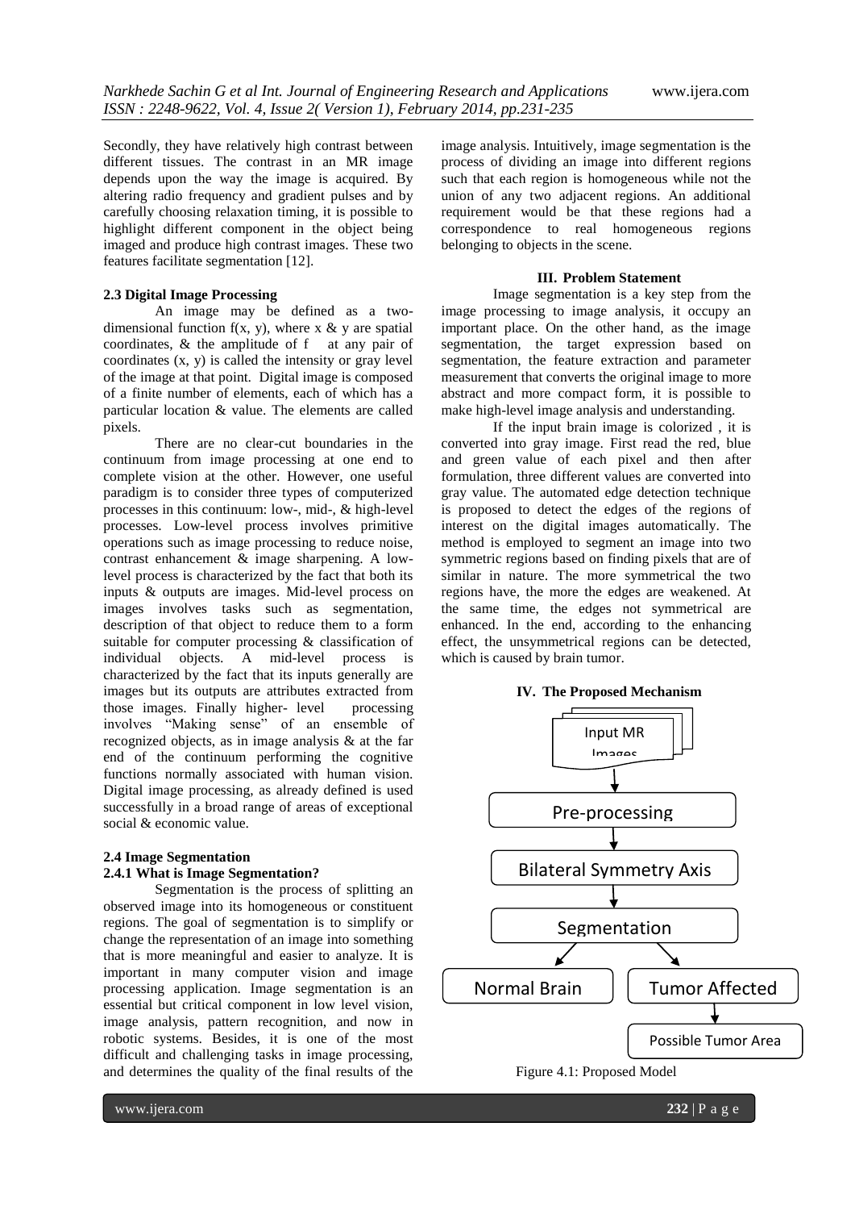Secondly, they have relatively high contrast between different tissues. The contrast in an MR image depends upon the way the image is acquired. By altering radio frequency and gradient pulses and by carefully choosing relaxation timing, it is possible to highlight different component in the object being imaged and produce high contrast images. These two features facilitate segmentation [12].

### 2.3 Digital Image Processing

An image may be defined as a two-dimensional function $f(x, y)$, where $x$ & $y$ are spatial coordinates, & the amplitude of $f$ at any pair of coordinates $(x, y)$ is called the intensity or gray level of the image at that point. Digital image is composed of a finite number of elements, each of which has a particular location & value. The elements are called pixels.

There are no clear-cut boundaries in the continuum from image processing at one end to complete vision at the other. However, one useful paradigm is to consider three types of computerized processes in this continuum: low-, mid-, & high-level processes. Low-level process involves primitive operations such as image processing to reduce noise, contrast enhancement & image sharpening. A low-level process is characterized by the fact that both its inputs & outputs are images. Mid-level process on images involves tasks such as segmentation, description of that object to reduce them to a form suitable for computer processing & classification of individual objects. A mid-level process is characterized by the fact that its inputs generally are images but its outputs are attributes extracted from those images. Finally higher- level processing involves "Making sense" of an ensemble of recognized objects, as in image analysis & at the far end of the continuum performing the cognitive functions normally associated with human vision. Digital image processing, as already defined is used successfully in a broad range of areas of exceptional social & economic value.

### 2.4 Image Segmentation

#### 2.4.1 What is Image Segmentation?

Segmentation is the process of splitting an observed image into its homogeneous or constituent regions. The goal of segmentation is to simplify or change the representation of an image into something that is more meaningful and easier to analyze. It is important in many computer vision and image processing application. Image segmentation is an essential but critical component in low level vision, image analysis, pattern recognition, and now in robotic systems. Besides, it is one of the most difficult and challenging tasks in image processing, and determines the quality of the final results of the image analysis. Intuitively, image segmentation is the process of dividing an image into different regions such that each region is homogeneous while not the union of any two adjacent regions. An additional requirement would be that these regions had a correspondence to real homogeneous regions belonging to objects in the scene.

## III. Problem Statement

Image segmentation is a key step from the image processing to image analysis, it occupy an important place. On the other hand, as the image segmentation, the target expression based on segmentation, the feature extraction and parameter measurement that converts the original image to more abstract and more compact form, it is possible to make high-level image analysis and understanding.

If the input brain image is colorized , it is converted into gray image. First read the red, blue and green value of each pixel and then after formulation, three different values are converted into gray value. The automated edge detection technique is proposed to detect the edges of the regions of interest on the digital images automatically. The method is employed to segment an image into two symmetric regions based on finding pixels that are of similar in nature. The more symmetrical the two regions have, the more the edges are weakened. At the same time, the edges not symmetrical are enhanced. In the end, according to the enhancing effect, the unsymmetrical regions can be detected, which is caused by brain tumor.

## IV. The Proposed Mechanism

Input MR Images → Pre-processing → Bilateral Symmetry Axis → Segmentation → Normal Brain / Tumor Affected → Possible Tumor Area

Figure 4.1: Proposed Model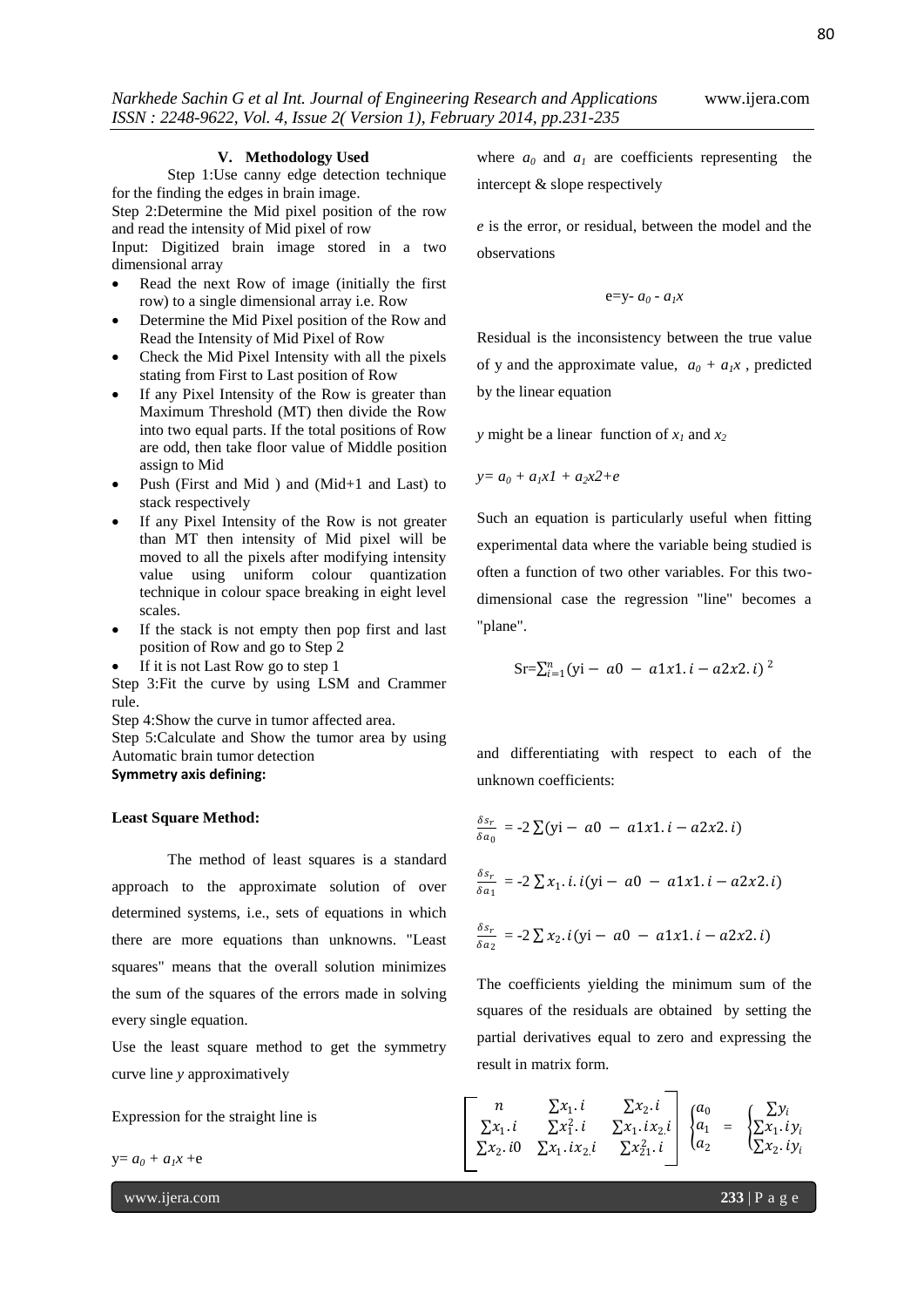## V. Methodology Used

Step 1:Use canny edge detection technique for the finding the edges in brain image.

Step 2:Determine the Mid pixel position of the row and read the intensity of Mid pixel of row

Input: Digitized brain image stored in a two dimensional array

- Read the next Row of image (initially the first row) to a single dimensional array i.e. Row
- Determine the Mid Pixel position of the Row and Read the Intensity of Mid Pixel of Row
- Check the Mid Pixel Intensity with all the pixels stating from First to Last position of Row
- If any Pixel Intensity of the Row is greater than Maximum Threshold (MT) then divide the Row into two equal parts. If the total positions of Row are odd, then take floor value of Middle position assign to Mid
- Push (First and Mid ) and (Mid+1 and Last) to stack respectively
- If any Pixel Intensity of the Row is not greater than MT then intensity of Mid pixel will be moved to all the pixels after modifying intensity value using uniform colour quantization technique in colour space breaking in eight level scales.
- If the stack is not empty then pop first and last position of Row and go to Step 2
- If it is not Last Row go to step 1

Step 3:Fit the curve by using LSM and Crammer rule.

Step 4:Show the curve in tumor affected area.

Step 5:Calculate and Show the tumor area by using Automatic brain tumor detection

**Symmetry axis defining:**

**Least Square Method:**

The method of least squares is a standard approach to the approximate solution of over determined systems, i.e., sets of equations in which there are more equations than unknowns. "Least squares" means that the overall solution minimizes the sum of the squares of the errors made in solving every single equation.

Use the least square method to get the symmetry curve line *y* approximatively

Expression for the straight line is

$y = a_0 + a_1x + e$

where $a_0$ and $a_1$ are coefficients representing the intercept & slope respectively

*e* is the error, or residual, between the model and the observations

$$e = y - a_0 - a_1x$$

Residual is the inconsistency between the true value of y and the approximate value, $a_0 + a_1x$ , predicted by the linear equation

*y* might be a linear function of $x_1$ and $x_2$

$y = a_0 + a_1x1 + a_2x2 + e$

Such an equation is particularly useful when fitting experimental data where the variable being studied is often a function of two other variables. For this two-dimensional case the regression "line" becomes a "plane".

$$Sr = \sum_{i=1}^{n} (yi - a0 - a1x1.i - a2x2.i)^2$$

and differentiating with respect to each of the unknown coefficients:

$$\frac{\delta s_r}{\delta a_0} = -2\sum (yi - a0 - a1x1.i - a2x2.i)$$

$$\frac{\delta s_r}{\delta a_1} = -2\sum x_1.i.i(yi - a0 - a1x1.i - a2x2.i)$$

$$\frac{\delta s_r}{\delta a_2} = -2\sum x_2.i(yi - a0 - a1x1.i - a2x2.i)$$

The coefficients yielding the minimum sum of the squares of the residuals are obtained by setting the partial derivatives equal to zero and expressing the result in matrix form.

$$\begin{bmatrix} n & \sum x_1.i & \sum x_2.i \\ \sum x_1.i & \sum x_1^2.i & \sum x_1.ix_2.i \\ \sum x_2.i0 & \sum x_1.ix_2.i & \sum x_{21}^2.i \end{bmatrix} \begin{Bmatrix} a_0 \\ a_1 \\ a_2 \end{Bmatrix} = \begin{Bmatrix} \sum y_i \\ \sum x_1.iy_i \\ \sum x_2.iy_i \end{Bmatrix}$$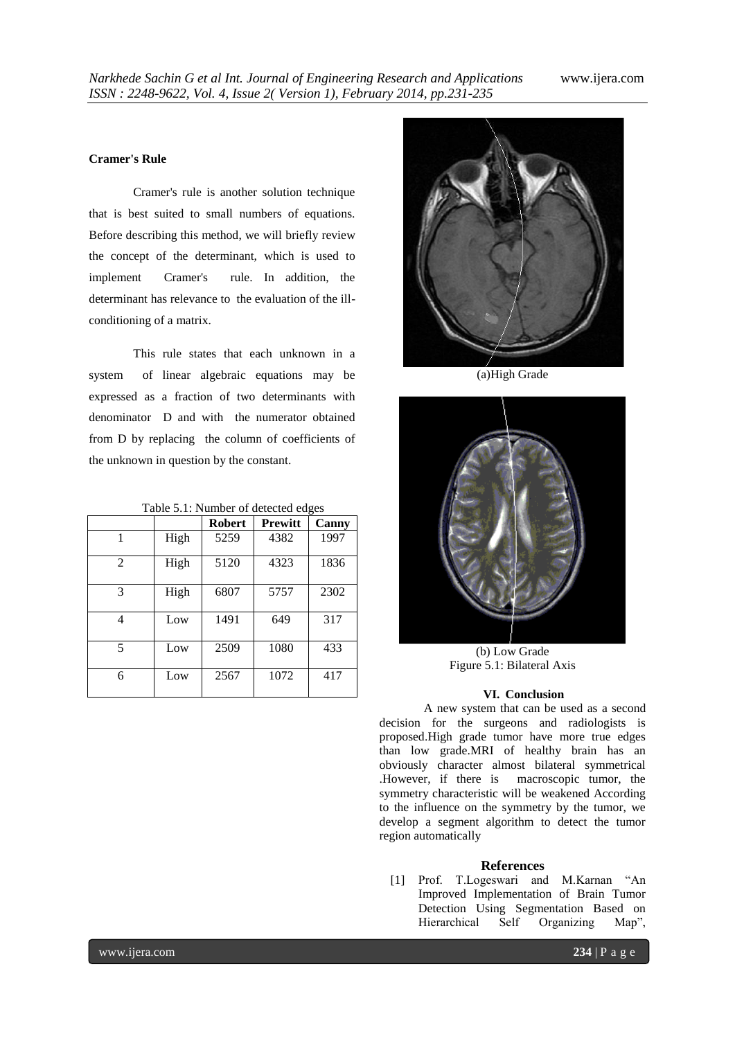**Cramer's Rule**

Cramer's rule is another solution technique that is best suited to small numbers of equations. Before describing this method, we will briefly review the concept of the determinant, which is used to implement Cramer's rule. In addition, the determinant has relevance to the evaluation of the ill-conditioning of a matrix.

This rule states that each unknown in a system of linear algebraic equations may be expressed as a fraction of two determinants with denominator D and with the numerator obtained from D by replacing the column of coefficients of the unknown in question by the constant.

Table 5.1: Number of detected edges

| | | **Robert** | **Prewitt** | **Canny** |
|---|---|---|---|---|
| 1 | High | 5259 | 4382 | 1997 |
| 2 | High | 5120 | 4323 | 1836 |
| 3 | High | 6807 | 5757 | 2302 |
| 4 | Low | 1491 | 649 | 317 |
| 5 | Low | 2509 | 1080 | 433 |
| 6 | Low | 2567 | 1072 | 417 |

(a)High Grade

(b) Low Grade

Figure 5.1: Bilateral Axis

## VI. Conclusion

A new system that can be used as a second decision for the surgeons and radiologists is proposed.High grade tumor have more true edges than low grade.MRI of healthy brain has an obviously character almost bilateral symmetrical .However, if there is macroscopic tumor, the symmetry characteristic will be weakened According to the influence on the symmetry by the tumor, we develop a segment algorithm to detect the tumor region automatically

## References

[1] Prof. T.Logeswari and M.Karnan "An Improved Implementation of Brain Tumor Detection Using Segmentation Based on Hierarchical Self Organizing Map",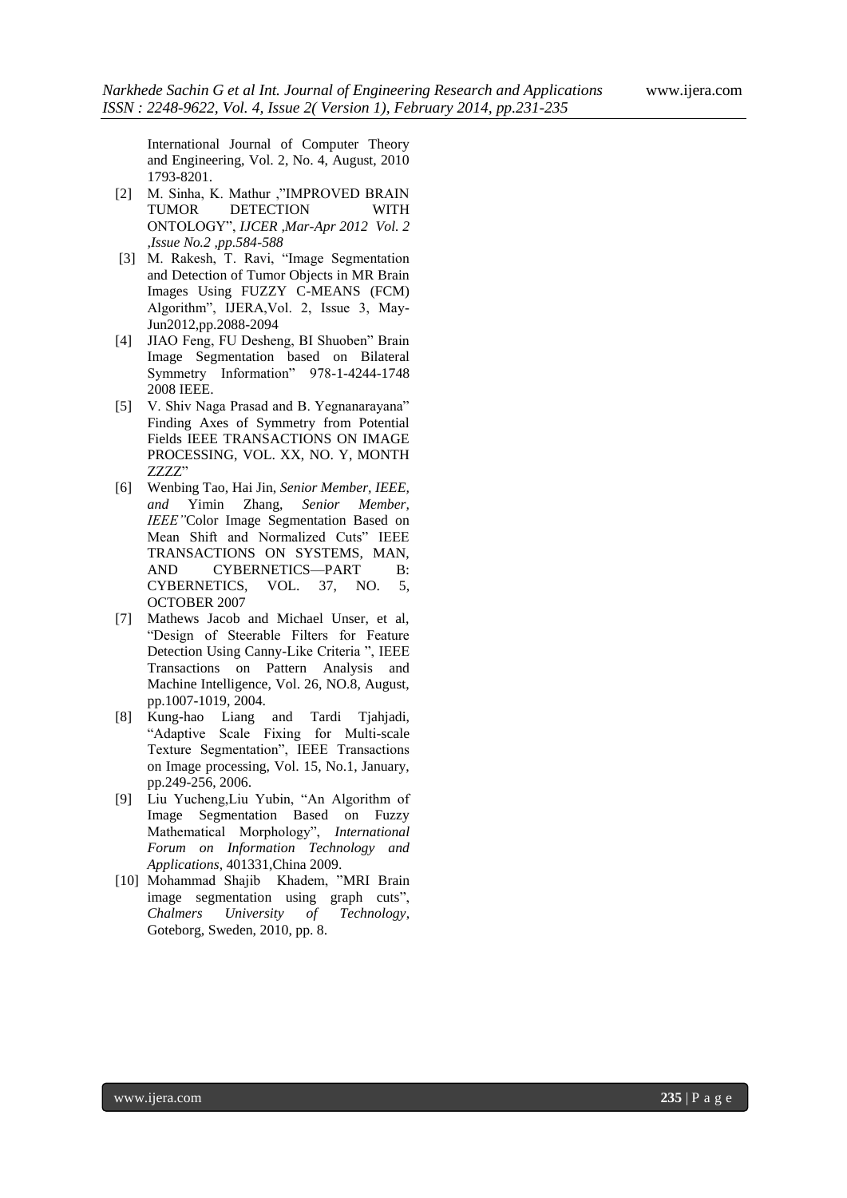International Journal of Computer Theory and Engineering, Vol. 2, No. 4, August, 2010 1793-8201.

[2] M. Sinha, K. Mathur ,"IMPROVED BRAIN TUMOR DETECTION WITH ONTOLOGY", *IJCER ,Mar-Apr 2012 Vol. 2 ,Issue No.2 ,pp.584-588*

[3] M. Rakesh, T. Ravi, "Image Segmentation and Detection of Tumor Objects in MR Brain Images Using FUZZY C-MEANS (FCM) Algorithm", IJERA,Vol. 2, Issue 3, May-Jun2012,pp.2088-2094

[4] JIAO Feng, FU Desheng, BI Shuoben" Brain Image Segmentation based on Bilateral Symmetry Information" 978-1-4244-1748 2008 IEEE.

[5] V. Shiv Naga Prasad and B. Yegnanarayana" Finding Axes of Symmetry from Potential Fields IEEE TRANSACTIONS ON IMAGE PROCESSING, VOL. XX, NO. Y, MONTH ZZZZ"

[6] Wenbing Tao, Hai Jin, *Senior Member, IEEE, and* Yimin Zhang, *Senior Member, IEEE"*Color Image Segmentation Based on Mean Shift and Normalized Cuts" IEEE TRANSACTIONS ON SYSTEMS, MAN, AND CYBERNETICS—PART B: CYBERNETICS, VOL. 37, NO. 5, OCTOBER 2007

[7] Mathews Jacob and Michael Unser, et al, "Design of Steerable Filters for Feature Detection Using Canny-Like Criteria ", IEEE Transactions on Pattern Analysis and Machine Intelligence, Vol. 26, NO.8, August, pp.1007-1019, 2004.

[8] Kung-hao Liang and Tardi Tjahjadi, "Adaptive Scale Fixing for Multi-scale Texture Segmentation", IEEE Transactions on Image processing, Vol. 15, No.1, January, pp.249-256, 2006.

[9] Liu Yucheng,Liu Yubin, "An Algorithm of Image Segmentation Based on Fuzzy Mathematical Morphology", *International Forum on Information Technology and Applications*, 401331,China 2009.

[10] Mohammad Shajib Khadem, "MRI Brain image segmentation using graph cuts", *Chalmers University of Technology*, Goteborg, Sweden, 2010, pp. 8.